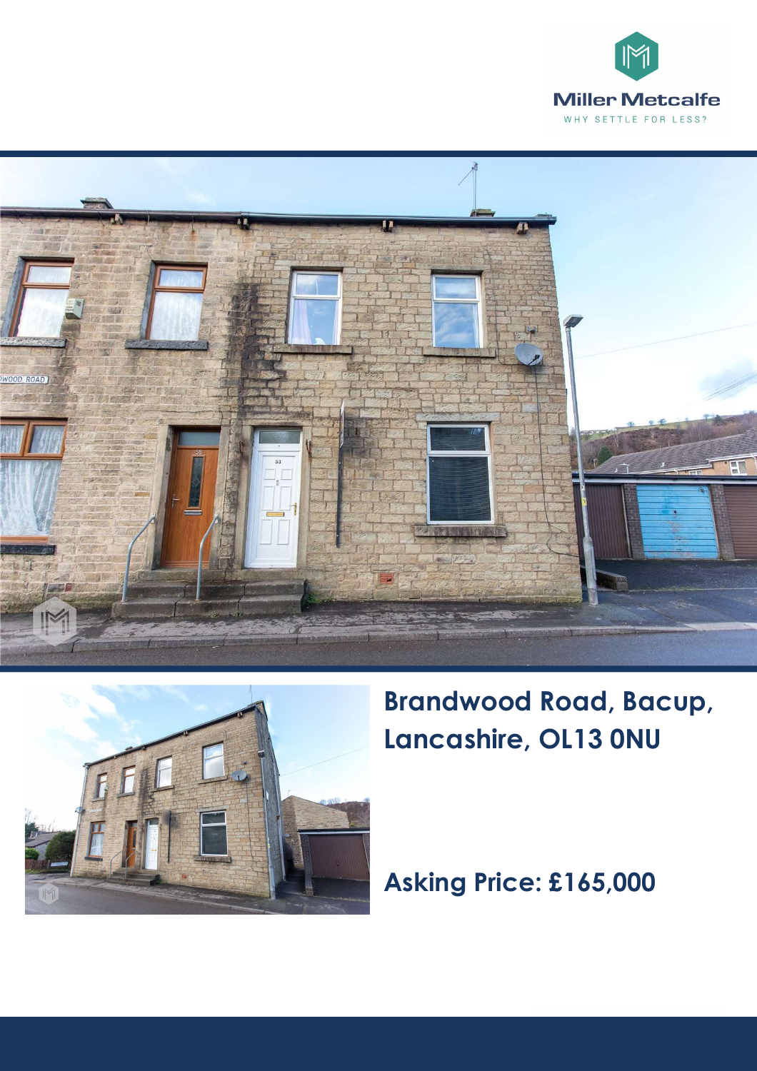Miller Metcalfe

WHY SETTLE FOR LESS?

# Brandwood Road, Bacup, Lancashire, OL13 0NU

## Asking Price: £165,000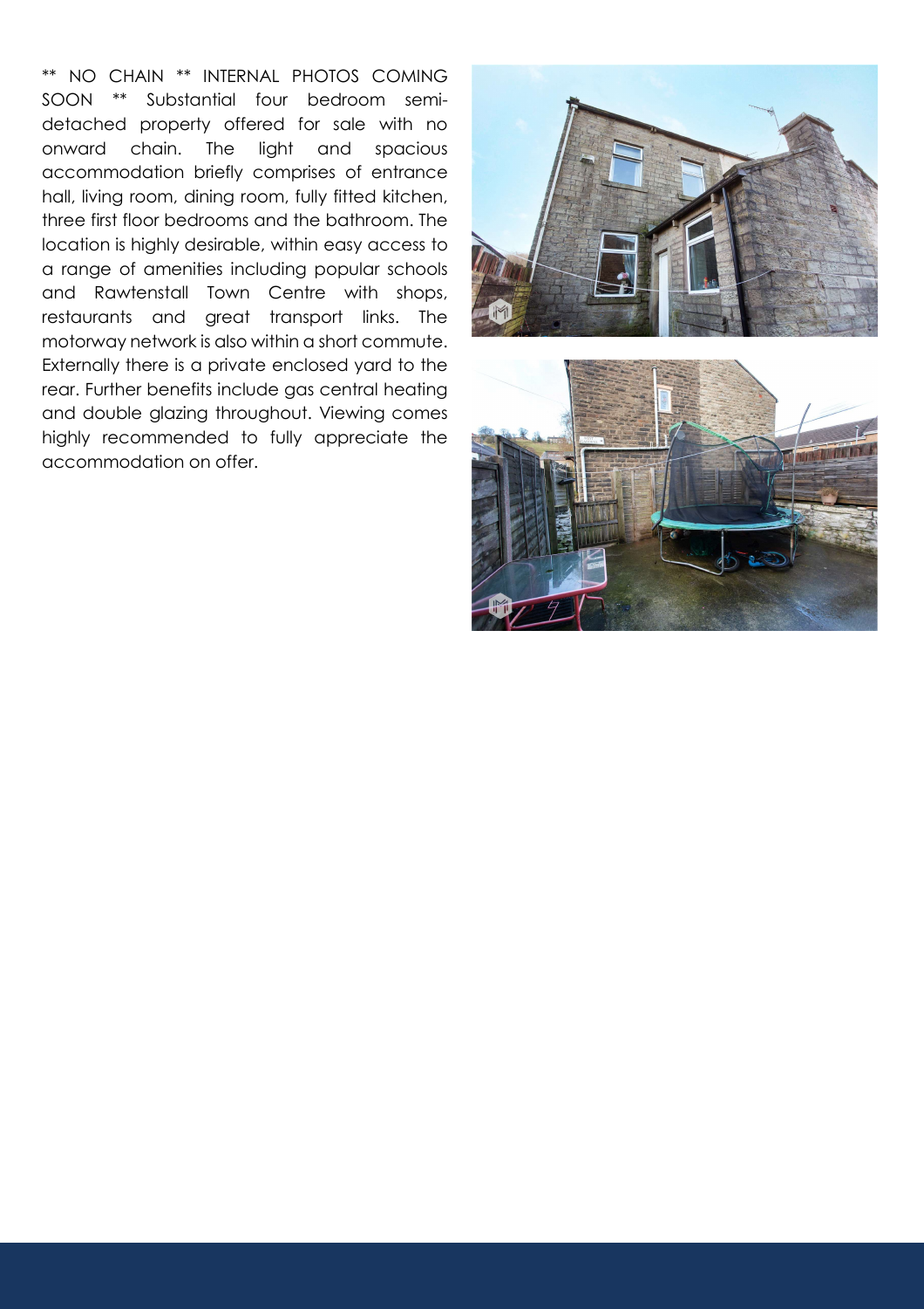** NO CHAIN ** INTERNAL PHOTOS COMING SOON ** Substantial four bedroom semi-detached property offered for sale with no onward chain. The light and spacious accommodation briefly comprises of entrance hall, living room, dining room, fully fitted kitchen, three first floor bedrooms and the bathroom. The location is highly desirable, within easy access to a range of amenities including popular schools and Rawtenstall Town Centre with shops, restaurants and great transport links. The motorway network is also within a short commute. Externally there is a private enclosed yard to the rear. Further benefits include gas central heating and double glazing throughout. Viewing comes highly recommended to fully appreciate the accommodation on offer.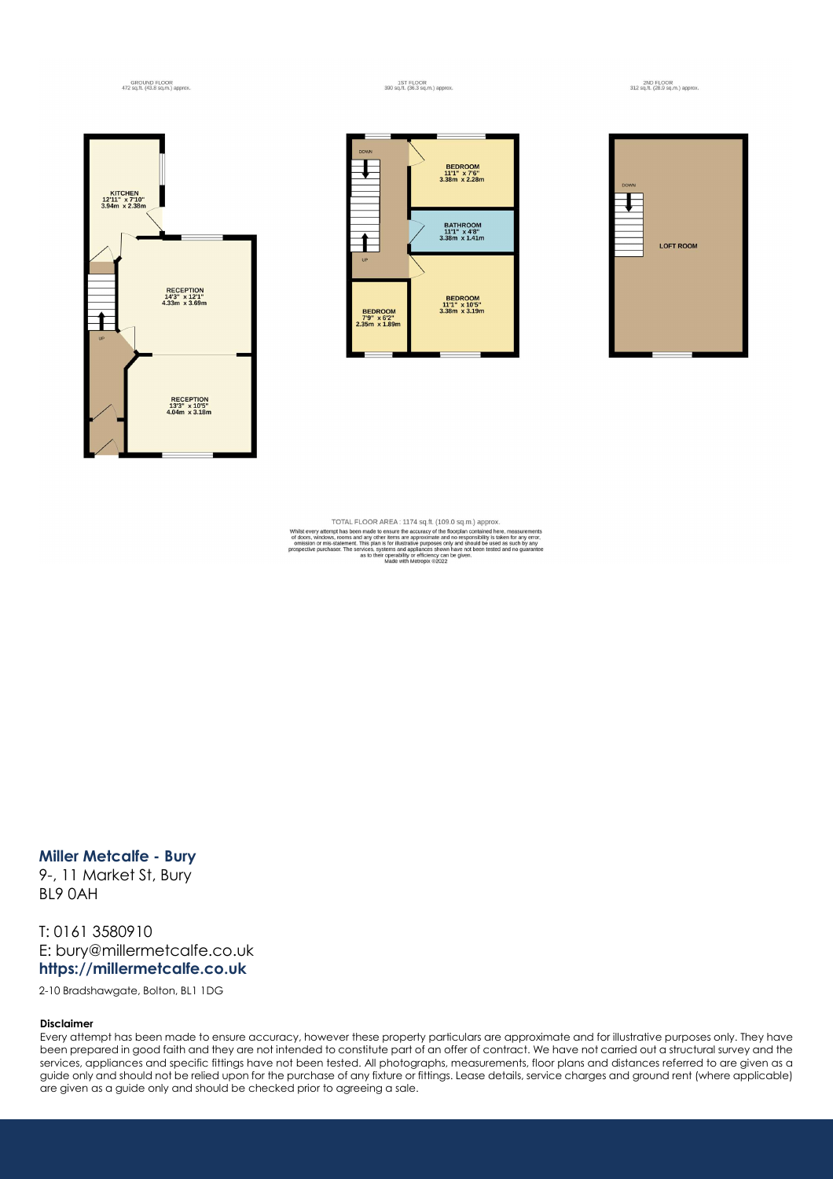GROUND FLOOR
472 sq.ft. (43.8 sq.m.) approx.

1ST FLOOR
390 sq.ft. (36.3 sq.m.) approx.

2ND FLOOR
312 sq.ft. (28.9 sq.m.) approx.

KITCHEN
12'11" x 7'10"
3.94m x 2.38m

RECEPTION
14'3" x 12'1"
4.33m x 3.69m

RECEPTION
13'3" x 10'5"
4.04m x 3.18m

UP

DOWN

BEDROOM
11'1" x 7'6"
3.38m x 2.28m

BATHROOM
11'1" x 4'8"
3.38m x 1.41m

BEDROOM
11'1" x 10'5"
3.38m x 3.19m

BEDROOM
7'9" x 6'2"
2.35m x 1.89m

UP

DOWN

LOFT ROOM

TOTAL FLOOR AREA : 1174 sq.ft. (109.0 sq.m.) approx.

Whilst every attempt has been made to ensure the accuracy of the floorplan contained here, measurements of doors, windows, rooms and any other items are approximate and no responsibility is taken for any error, omission or mis-statement. This plan is for illustrative purposes only and should be used as such by any prospective purchaser. The services, systems and appliances shown have not been tested and no guarantee as to their operability or efficiency can be given.
Made with Metropix ©2022

**Miller Metcalfe - Bury**

9-, 11 Market St, Bury
BL9 0AH

T: 0161 3580910
E: bury@millermetcalfe.co.uk
**https://millermetcalfe.co.uk**

2-10 Bradshawgate, Bolton, BL1 1DG

**Disclaimer**

Every attempt has been made to ensure accuracy, however these property particulars are approximate and for illustrative purposes only. They have been prepared in good faith and they are not intended to constitute part of an offer of contract. We have not carried out a structural survey and the services, appliances and specific fittings have not been tested. All photographs, measurements, floor plans and distances referred to are given as a guide only and should not be relied upon for the purchase of any fixture or fittings. Lease details, service charges and ground rent (where applicable) are given as a guide only and should be checked prior to agreeing a sale.